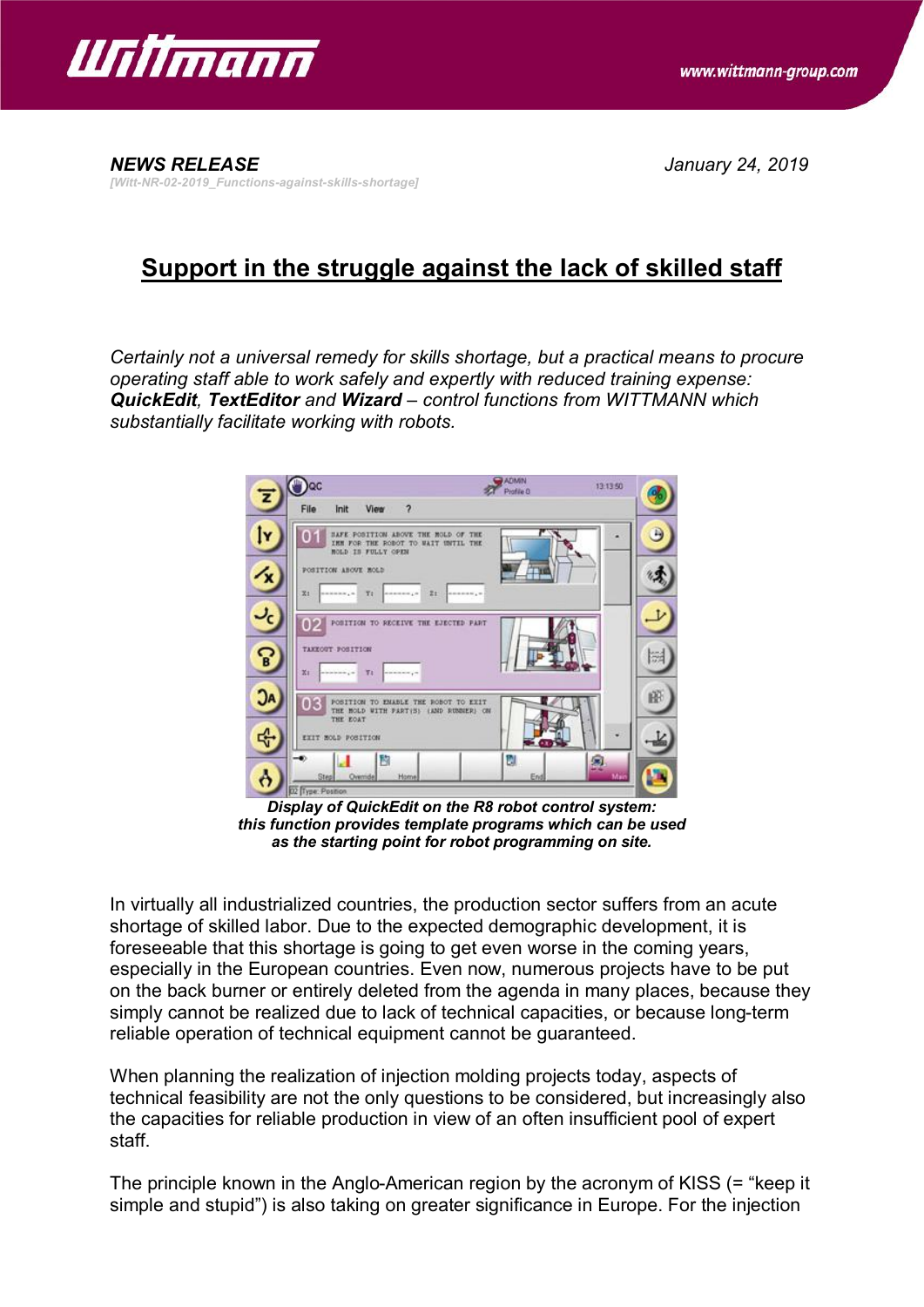**NEWS RELEASE** *January 24, 2019*

*[Witt-NR-02-2019_Functions-against-skills-shortage]*

# Support in the struggle against the lack of skilled staff

*Certainly not a universal remedy for skills shortage, but a practical means to procure operating staff able to work safely and expertly with reduced training expense:* ***QuickEdit****,* ***TextEditor*** *and* ***Wizard*** *– control functions from WITTMANN which substantially facilitate working with robots.*

***Display of QuickEdit on the R8 robot control system: this function provides template programs which can be used as the starting point for robot programming on site.***

In virtually all industrialized countries, the production sector suffers from an acute shortage of skilled labor. Due to the expected demographic development, it is foreseeable that this shortage is going to get even worse in the coming years, especially in the European countries. Even now, numerous projects have to be put on the back burner or entirely deleted from the agenda in many places, because they simply cannot be realized due to lack of technical capacities, or because long-term reliable operation of technical equipment cannot be guaranteed.

When planning the realization of injection molding projects today, aspects of technical feasibility are not the only questions to be considered, but increasingly also the capacities for reliable production in view of an often insufficient pool of expert staff.

The principle known in the Anglo-American region by the acronym of KISS (= "keep it simple and stupid") is also taking on greater significance in Europe. For the injection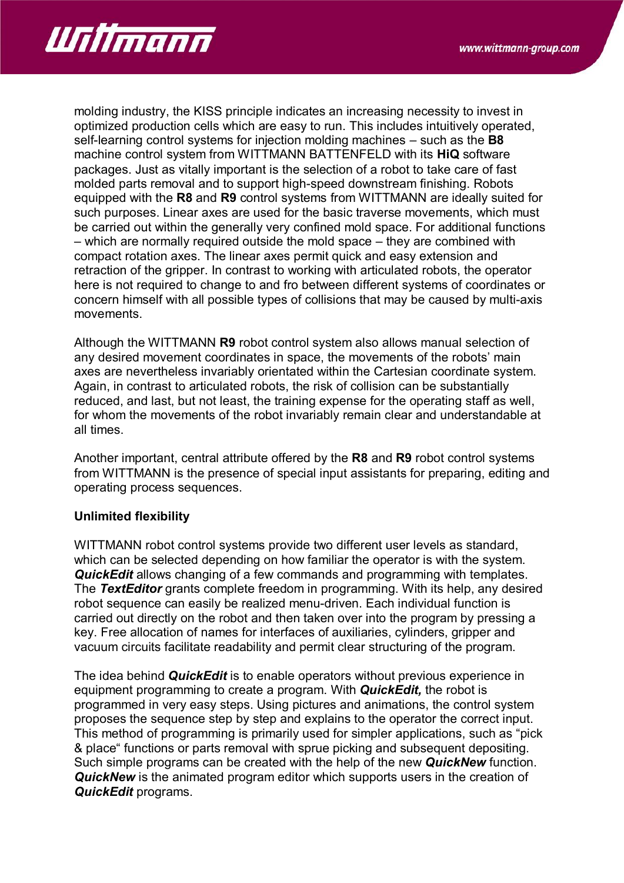molding industry, the KISS principle indicates an increasing necessity to invest in optimized production cells which are easy to run. This includes intuitively operated, self-learning control systems for injection molding machines – such as the **B8** machine control system from WITTMANN BATTENFELD with its **HiQ** software packages. Just as vitally important is the selection of a robot to take care of fast molded parts removal and to support high-speed downstream finishing. Robots equipped with the **R8** and **R9** control systems from WITTMANN are ideally suited for such purposes. Linear axes are used for the basic traverse movements, which must be carried out within the generally very confined mold space. For additional functions – which are normally required outside the mold space – they are combined with compact rotation axes. The linear axes permit quick and easy extension and retraction of the gripper. In contrast to working with articulated robots, the operator here is not required to change to and fro between different systems of coordinates or concern himself with all possible types of collisions that may be caused by multi-axis movements.

Although the WITTMANN **R9** robot control system also allows manual selection of any desired movement coordinates in space, the movements of the robots' main axes are nevertheless invariably orientated within the Cartesian coordinate system. Again, in contrast to articulated robots, the risk of collision can be substantially reduced, and last, but not least, the training expense for the operating staff as well, for whom the movements of the robot invariably remain clear and understandable at all times.

Another important, central attribute offered by the **R8** and **R9** robot control systems from WITTMANN is the presence of special input assistants for preparing, editing and operating process sequences.

**Unlimited flexibility**

WITTMANN robot control systems provide two different user levels as standard, which can be selected depending on how familiar the operator is with the system. ***QuickEdit*** allows changing of a few commands and programming with templates. The ***TextEditor*** grants complete freedom in programming. With its help, any desired robot sequence can easily be realized menu-driven. Each individual function is carried out directly on the robot and then taken over into the program by pressing a key. Free allocation of names for interfaces of auxiliaries, cylinders, gripper and vacuum circuits facilitate readability and permit clear structuring of the program.

The idea behind ***QuickEdit*** is to enable operators without previous experience in equipment programming to create a program. With ***QuickEdit,*** the robot is programmed in very easy steps. Using pictures and animations, the control system proposes the sequence step by step and explains to the operator the correct input. This method of programming is primarily used for simpler applications, such as "pick & place" functions or parts removal with sprue picking and subsequent depositing. Such simple programs can be created with the help of the new ***QuickNew*** function. ***QuickNew*** is the animated program editor which supports users in the creation of ***QuickEdit*** programs.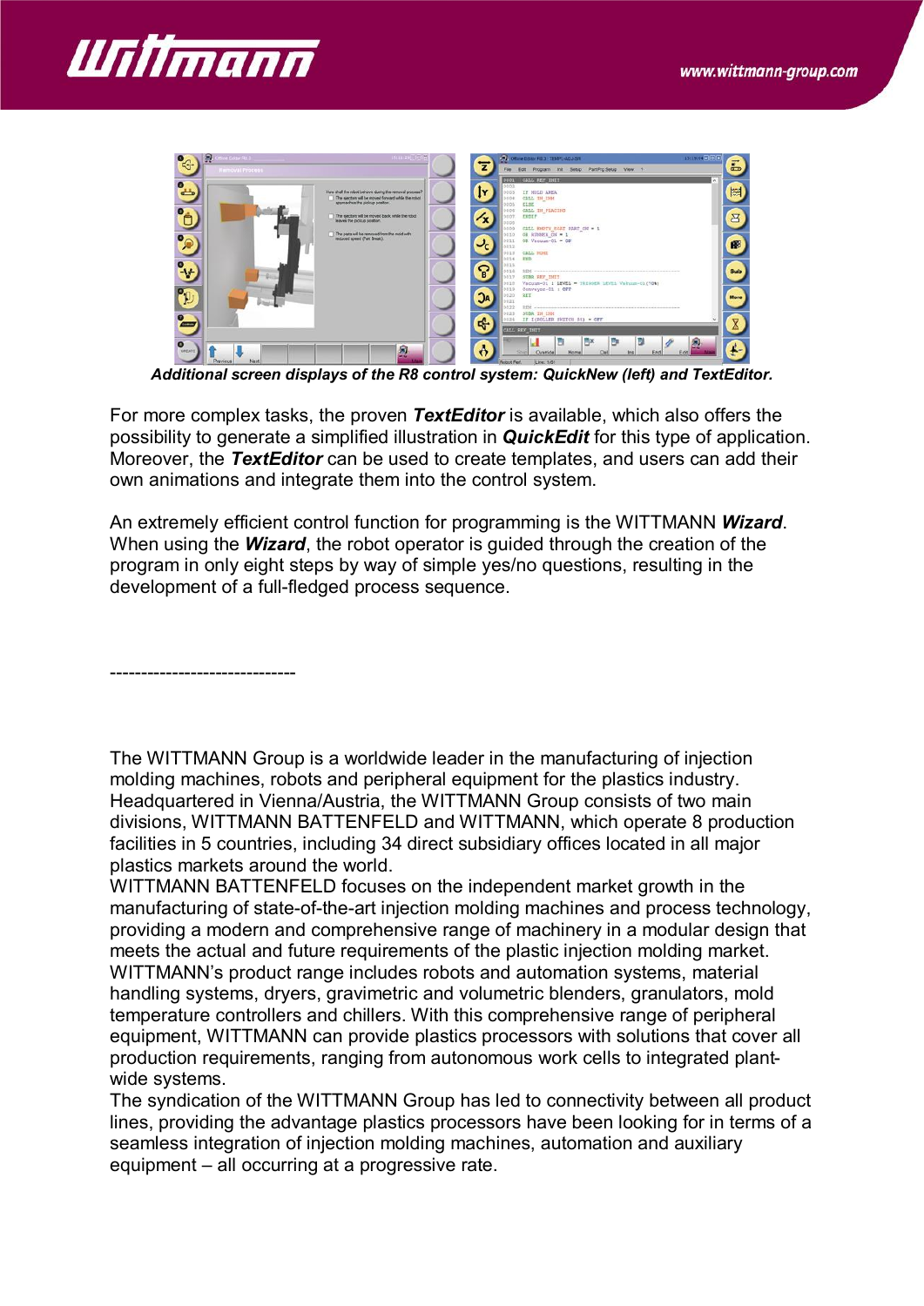*Additional screen displays of the R8 control system: QuickNew (left) and TextEditor.*

For more complex tasks, the proven ***TextEditor*** is available, which also offers the possibility to generate a simplified illustration in ***QuickEdit*** for this type of application. Moreover, the ***TextEditor*** can be used to create templates, and users can add their own animations and integrate them into the control system.

An extremely efficient control function for programming is the WITTMANN ***Wizard***. When using the ***Wizard***, the robot operator is guided through the creation of the program in only eight steps by way of simple yes/no questions, resulting in the development of a full-fledged process sequence.

------------------------------

The WITTMANN Group is a worldwide leader in the manufacturing of injection molding machines, robots and peripheral equipment for the plastics industry. Headquartered in Vienna/Austria, the WITTMANN Group consists of two main divisions, WITTMANN BATTENFELD and WITTMANN, which operate 8 production facilities in 5 countries, including 34 direct subsidiary offices located in all major plastics markets around the world.
WITTMANN BATTENFELD focuses on the independent market growth in the manufacturing of state-of-the-art injection molding machines and process technology, providing a modern and comprehensive range of machinery in a modular design that meets the actual and future requirements of the plastic injection molding market.
WITTMANN's product range includes robots and automation systems, material handling systems, dryers, gravimetric and volumetric blenders, granulators, mold temperature controllers and chillers. With this comprehensive range of peripheral equipment, WITTMANN can provide plastics processors with solutions that cover all production requirements, ranging from autonomous work cells to integrated plant-wide systems.
The syndication of the WITTMANN Group has led to connectivity between all product lines, providing the advantage plastics processors have been looking for in terms of a seamless integration of injection molding machines, automation and auxiliary equipment – all occurring at a progressive rate.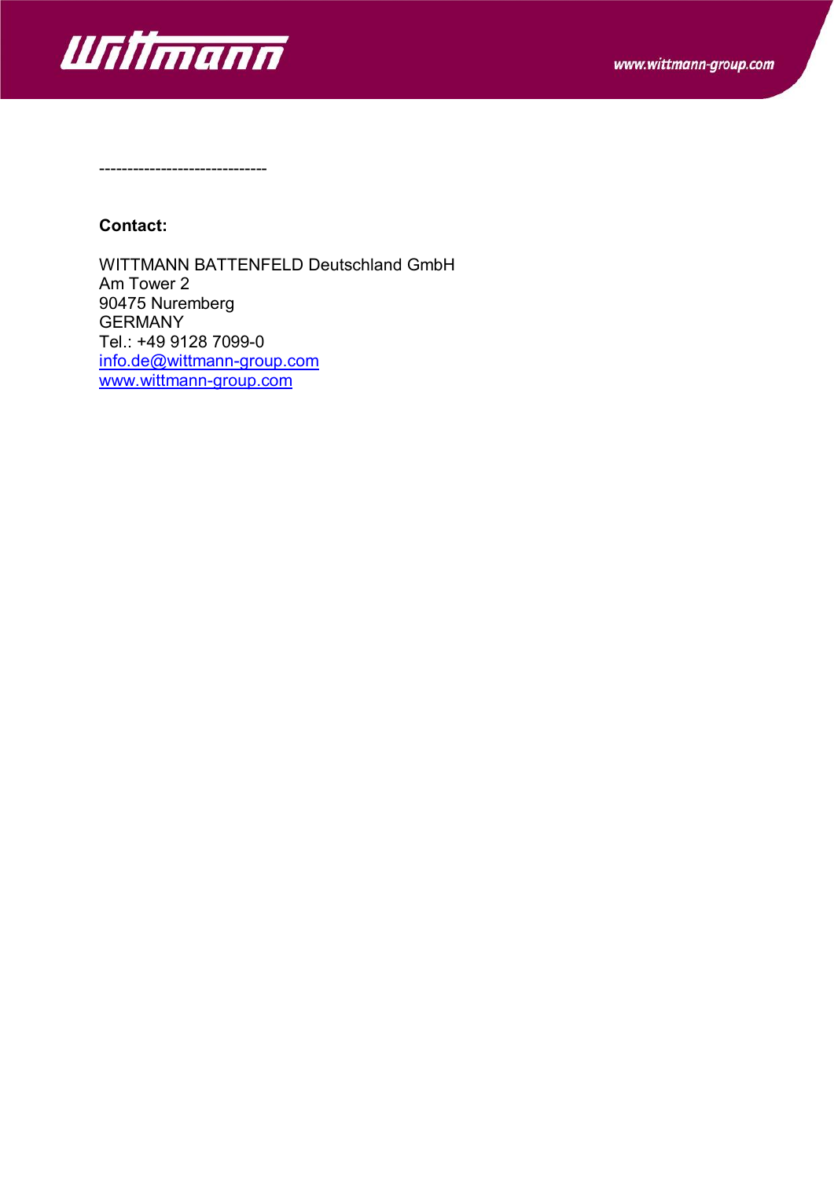------------------------------

**Contact:**

WITTMANN BATTENFELD Deutschland GmbH
Am Tower 2
90475 Nuremberg
GERMANY
Tel.: +49 9128 7099-0
info.de@wittmann-group.com
www.wittmann-group.com